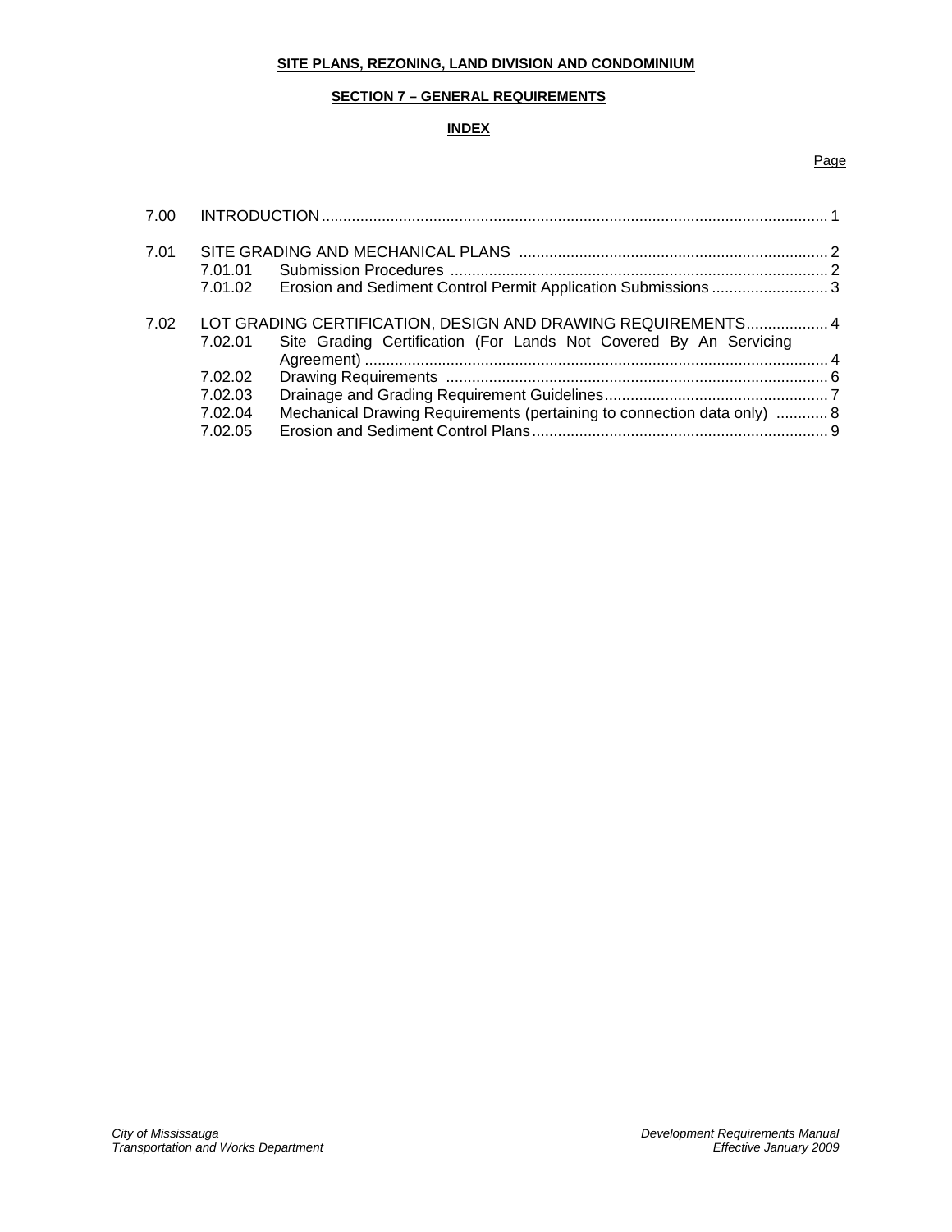**SITE PLANS, REZONING, LAND DIVISION AND CONDOMINIUM**

**SECTION 7 – GENERAL REQUIREMENTS**

**INDEX**

| | | | Page |
|---|---|---|---|
| 7.00 | INTRODUCTION | | 1 |
| 7.01 | SITE GRADING AND MECHANICAL PLANS | | 2 |
| | 7.01.01 | Submission Procedures | 2 |
| | 7.01.02 | Erosion and Sediment Control Permit Application Submissions | 3 |
| 7.02 | LOT GRADING CERTIFICATION, DESIGN AND DRAWING REQUIREMENTS | | 4 |
| | 7.02.01 | Site Grading Certification (For Lands Not Covered By An Servicing Agreement) | 4 |
| | 7.02.02 | Drawing Requirements | 6 |
| | 7.02.03 | Drainage and Grading Requirement Guidelines | 7 |
| | 7.02.04 | Mechanical Drawing Requirements (pertaining to connection data only) | 8 |
| | 7.02.05 | Erosion and Sediment Control Plans | 9 |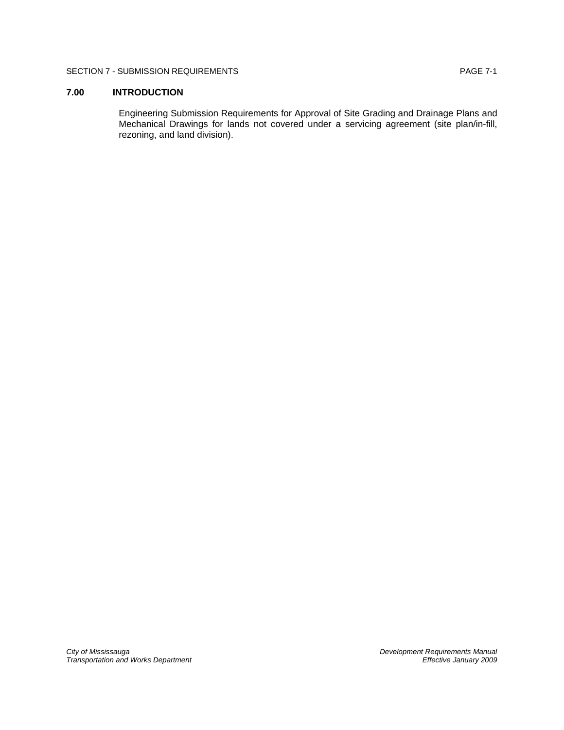## 7.00 INTRODUCTION

Engineering Submission Requirements for Approval of Site Grading and Drainage Plans and Mechanical Drawings for lands not covered under a servicing agreement (site plan/in-fill, rezoning, and land division).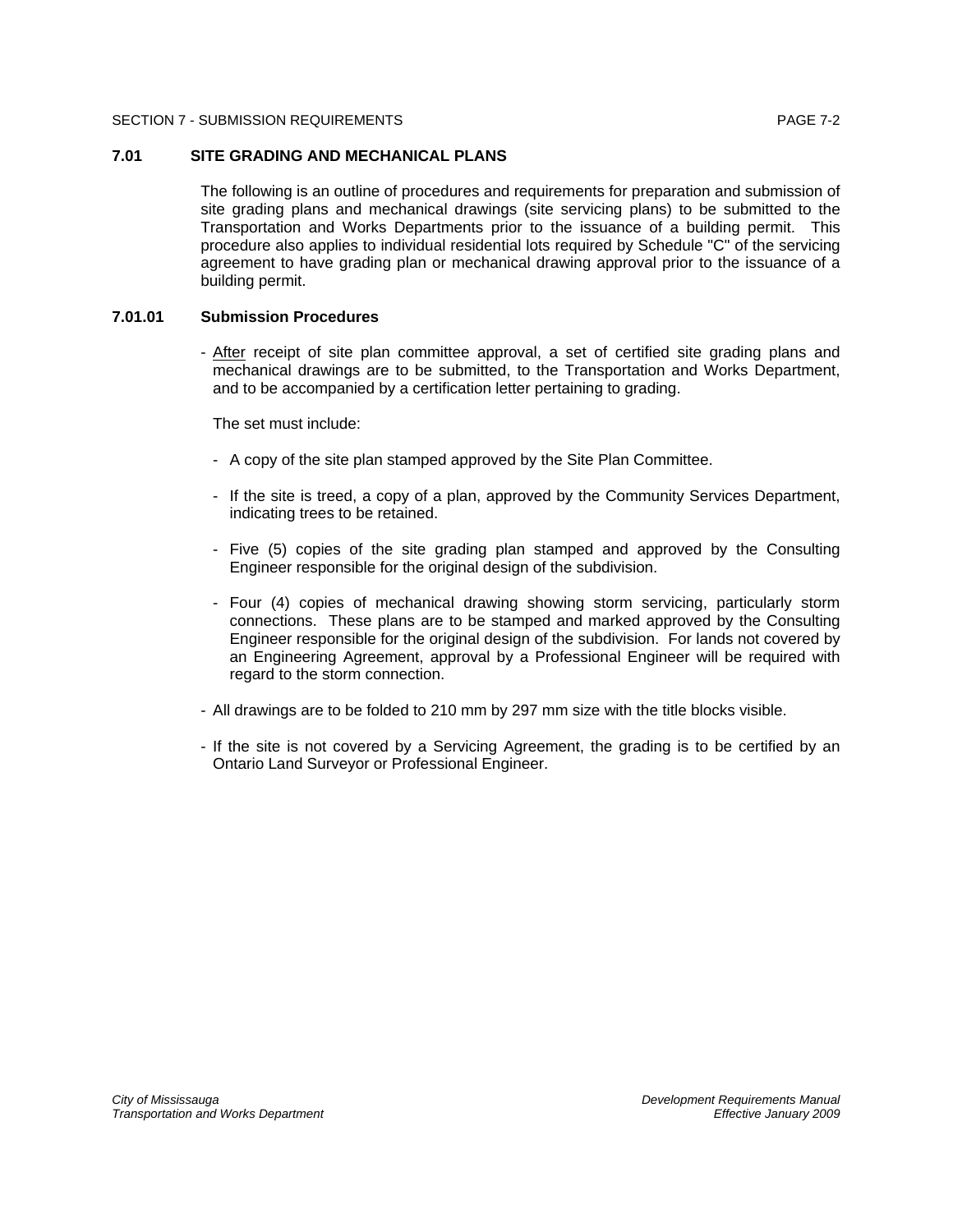## 7.01 SITE GRADING AND MECHANICAL PLANS

The following is an outline of procedures and requirements for preparation and submission of site grading plans and mechanical drawings (site servicing plans) to be submitted to the Transportation and Works Departments prior to the issuance of a building permit. This procedure also applies to individual residential lots required by Schedule "C" of the servicing agreement to have grading plan or mechanical drawing approval prior to the issuance of a building permit.

### 7.01.01 Submission Procedures

- <u>After</u> receipt of site plan committee approval, a set of certified site grading plans and mechanical drawings are to be submitted, to the Transportation and Works Department, and to be accompanied by a certification letter pertaining to grading.

  The set must include:

  - A copy of the site plan stamped approved by the Site Plan Committee.
  - If the site is treed, a copy of a plan, approved by the Community Services Department, indicating trees to be retained.
  - Five (5) copies of the site grading plan stamped and approved by the Consulting Engineer responsible for the original design of the subdivision.
  - Four (4) copies of mechanical drawing showing storm servicing, particularly storm connections. These plans are to be stamped and marked approved by the Consulting Engineer responsible for the original design of the subdivision. For lands not covered by an Engineering Agreement, approval by a Professional Engineer will be required with regard to the storm connection.

- All drawings are to be folded to 210 mm by 297 mm size with the title blocks visible.
- If the site is not covered by a Servicing Agreement, the grading is to be certified by an Ontario Land Surveyor or Professional Engineer.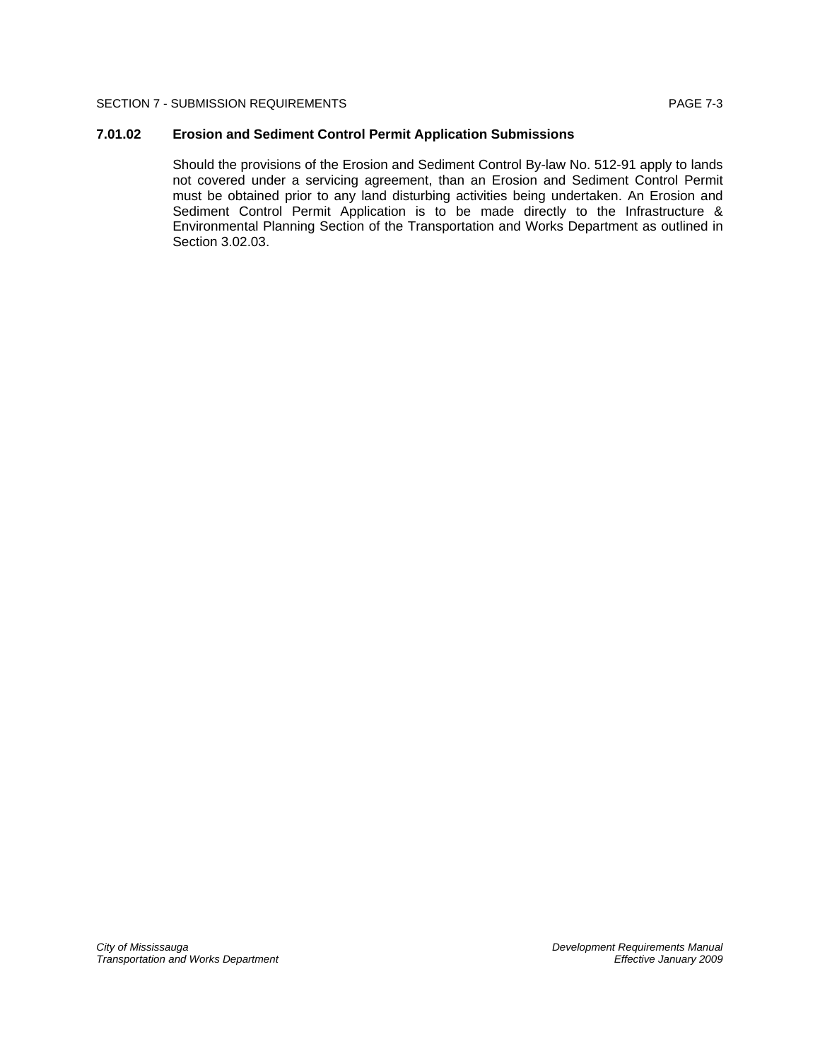### 7.01.02 Erosion and Sediment Control Permit Application Submissions

Should the provisions of the Erosion and Sediment Control By-law No. 512-91 apply to lands not covered under a servicing agreement, than an Erosion and Sediment Control Permit must be obtained prior to any land disturbing activities being undertaken. An Erosion and Sediment Control Permit Application is to be made directly to the Infrastructure & Environmental Planning Section of the Transportation and Works Department as outlined in Section 3.02.03.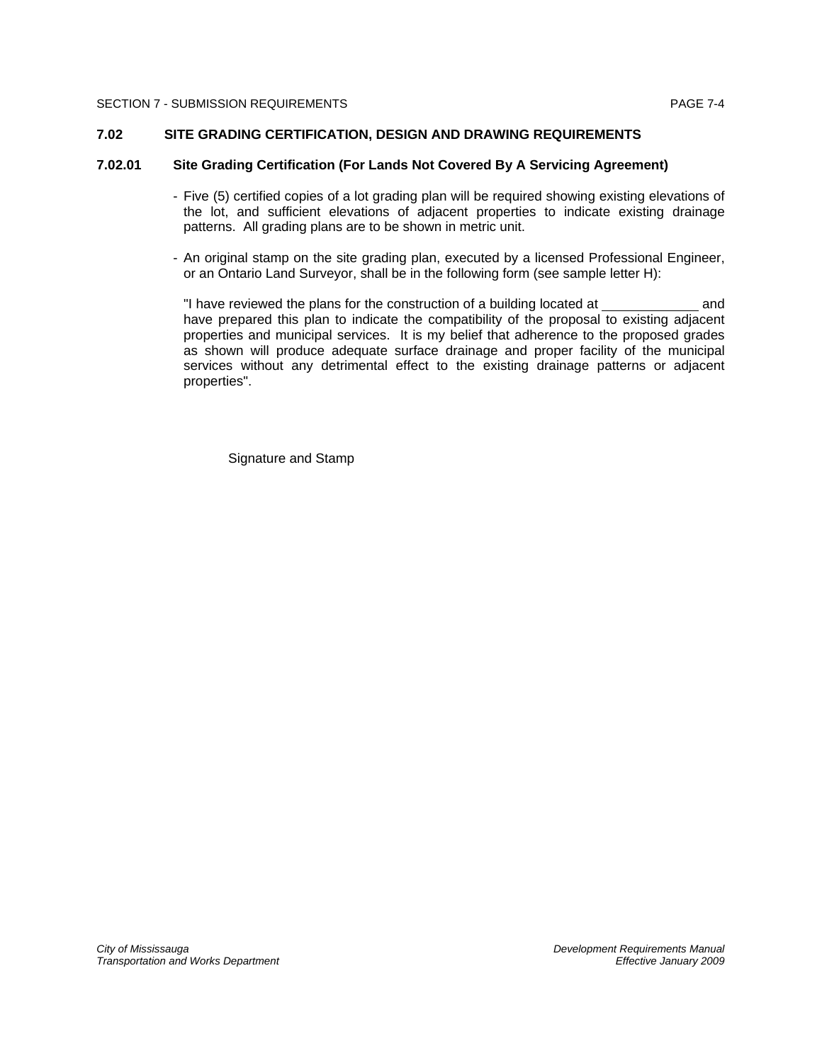## 7.02 SITE GRADING CERTIFICATION, DESIGN AND DRAWING REQUIREMENTS

### 7.02.01 Site Grading Certification (For Lands Not Covered By A Servicing Agreement)

- Five (5) certified copies of a lot grading plan will be required showing existing elevations of the lot, and sufficient elevations of adjacent properties to indicate existing drainage patterns. All grading plans are to be shown in metric unit.

- An original stamp on the site grading plan, executed by a licensed Professional Engineer, or an Ontario Land Surveyor, shall be in the following form (see sample letter H):

  "I have reviewed the plans for the construction of a building located at ____________ and have prepared this plan to indicate the compatibility of the proposal to existing adjacent properties and municipal services. It is my belief that adherence to the proposed grades as shown will produce adequate surface drainage and proper facility of the municipal services without any detrimental effect to the existing drainage patterns or adjacent properties".

Signature and Stamp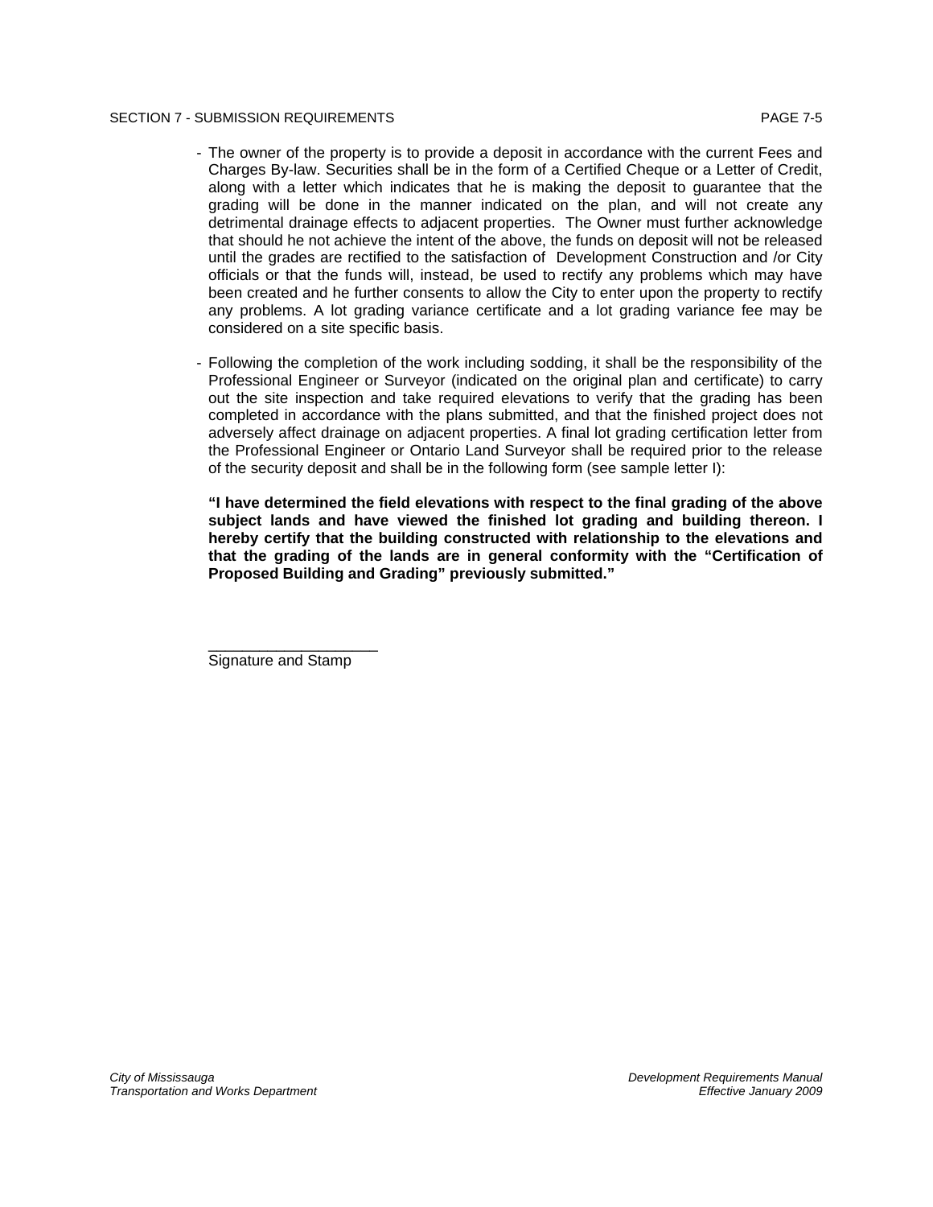- The owner of the property is to provide a deposit in accordance with the current Fees and Charges By-law. Securities shall be in the form of a Certified Cheque or a Letter of Credit, along with a letter which indicates that he is making the deposit to guarantee that the grading will be done in the manner indicated on the plan, and will not create any detrimental drainage effects to adjacent properties. The Owner must further acknowledge that should he not achieve the intent of the above, the funds on deposit will not be released until the grades are rectified to the satisfaction of Development Construction and /or City officials or that the funds will, instead, be used to rectify any problems which may have been created and he further consents to allow the City to enter upon the property to rectify any problems. A lot grading variance certificate and a lot grading variance fee may be considered on a site specific basis.

- Following the completion of the work including sodding, it shall be the responsibility of the Professional Engineer or Surveyor (indicated on the original plan and certificate) to carry out the site inspection and take required elevations to verify that the grading has been completed in accordance with the plans submitted, and that the finished project does not adversely affect drainage on adjacent properties. A final lot grading certification letter from the Professional Engineer or Ontario Land Surveyor shall be required prior to the release of the security deposit and shall be in the following form (see sample letter I):

  **"I have determined the field elevations with respect to the final grading of the above subject lands and have viewed the finished lot grading and building thereon. I hereby certify that the building constructed with relationship to the elevations and that the grading of the lands are in general conformity with the "Certification of Proposed Building and Grading" previously submitted."**

  ____________________
  Signature and Stamp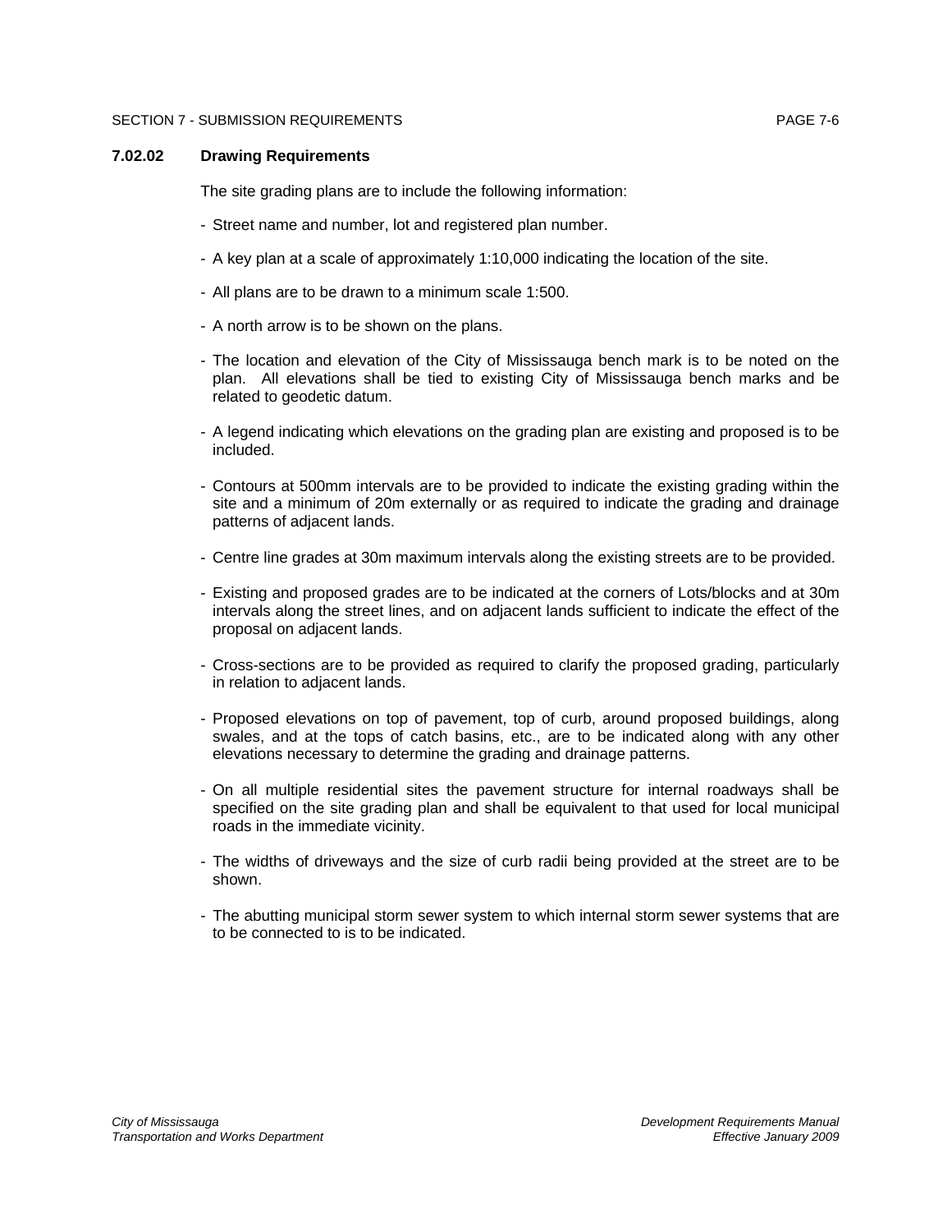### 7.02.02 Drawing Requirements

The site grading plans are to include the following information:

- Street name and number, lot and registered plan number.
- A key plan at a scale of approximately 1:10,000 indicating the location of the site.
- All plans are to be drawn to a minimum scale 1:500.
- A north arrow is to be shown on the plans.
- The location and elevation of the City of Mississauga bench mark is to be noted on the plan. All elevations shall be tied to existing City of Mississauga bench marks and be related to geodetic datum.
- A legend indicating which elevations on the grading plan are existing and proposed is to be included.
- Contours at 500mm intervals are to be provided to indicate the existing grading within the site and a minimum of 20m externally or as required to indicate the grading and drainage patterns of adjacent lands.
- Centre line grades at 30m maximum intervals along the existing streets are to be provided.
- Existing and proposed grades are to be indicated at the corners of Lots/blocks and at 30m intervals along the street lines, and on adjacent lands sufficient to indicate the effect of the proposal on adjacent lands.
- Cross-sections are to be provided as required to clarify the proposed grading, particularly in relation to adjacent lands.
- Proposed elevations on top of pavement, top of curb, around proposed buildings, along swales, and at the tops of catch basins, etc., are to be indicated along with any other elevations necessary to determine the grading and drainage patterns.
- On all multiple residential sites the pavement structure for internal roadways shall be specified on the site grading plan and shall be equivalent to that used for local municipal roads in the immediate vicinity.
- The widths of driveways and the size of curb radii being provided at the street are to be shown.
- The abutting municipal storm sewer system to which internal storm sewer systems that are to be connected to is to be indicated.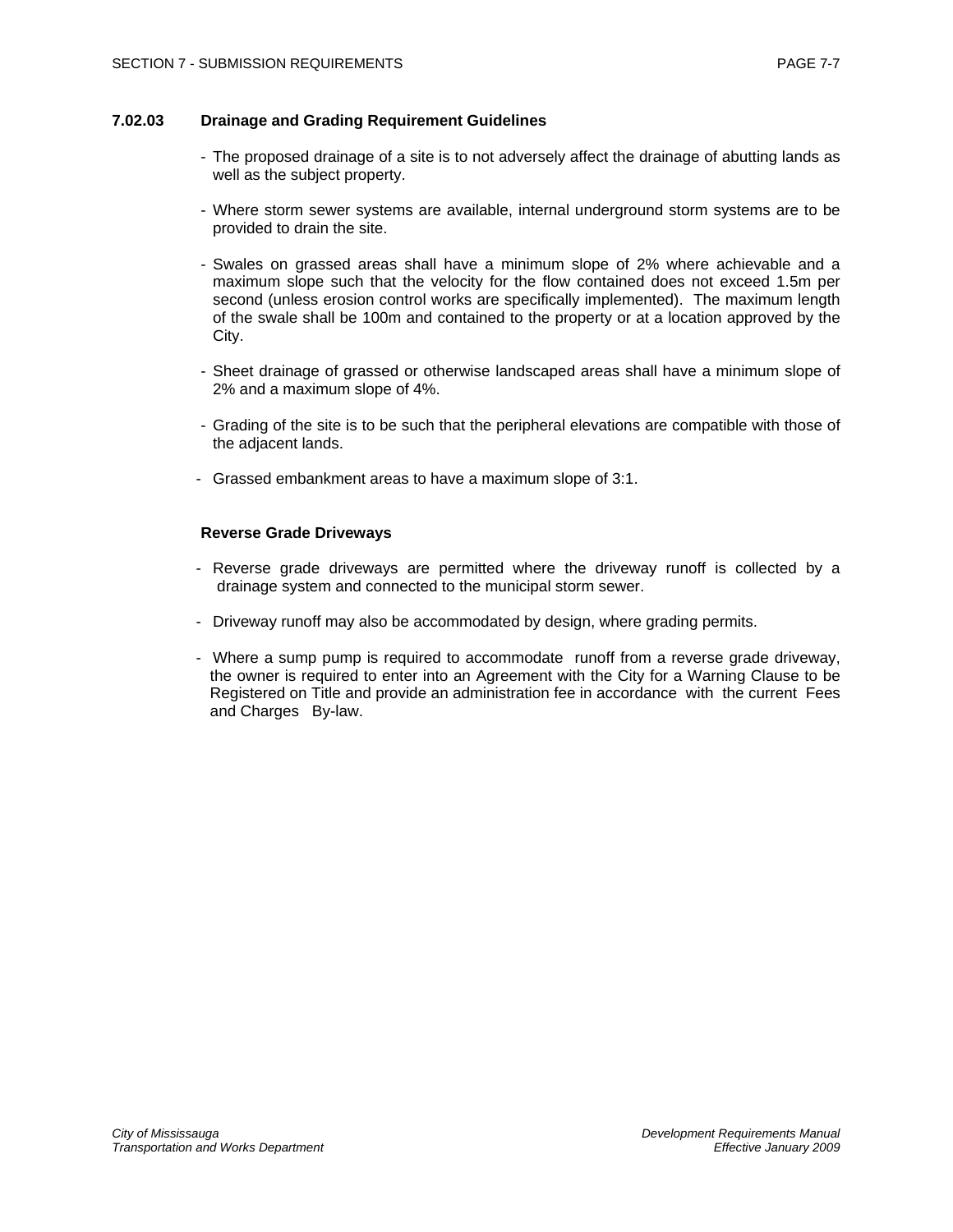### 7.02.03 Drainage and Grading Requirement Guidelines

- The proposed drainage of a site is to not adversely affect the drainage of abutting lands as well as the subject property.
- Where storm sewer systems are available, internal underground storm systems are to be provided to drain the site.
- Swales on grassed areas shall have a minimum slope of 2% where achievable and a maximum slope such that the velocity for the flow contained does not exceed 1.5m per second (unless erosion control works are specifically implemented). The maximum length of the swale shall be 100m and contained to the property or at a location approved by the City.
- Sheet drainage of grassed or otherwise landscaped areas shall have a minimum slope of 2% and a maximum slope of 4%.
- Grading of the site is to be such that the peripheral elevations are compatible with those of the adjacent lands.
- Grassed embankment areas to have a maximum slope of 3:1.

**Reverse Grade Driveways**

- Reverse grade driveways are permitted where the driveway runoff is collected by a drainage system and connected to the municipal storm sewer.
- Driveway runoff may also be accommodated by design, where grading permits.
- Where a sump pump is required to accommodate runoff from a reverse grade driveway, the owner is required to enter into an Agreement with the City for a Warning Clause to be Registered on Title and provide an administration fee in accordance with the current Fees and Charges By-law.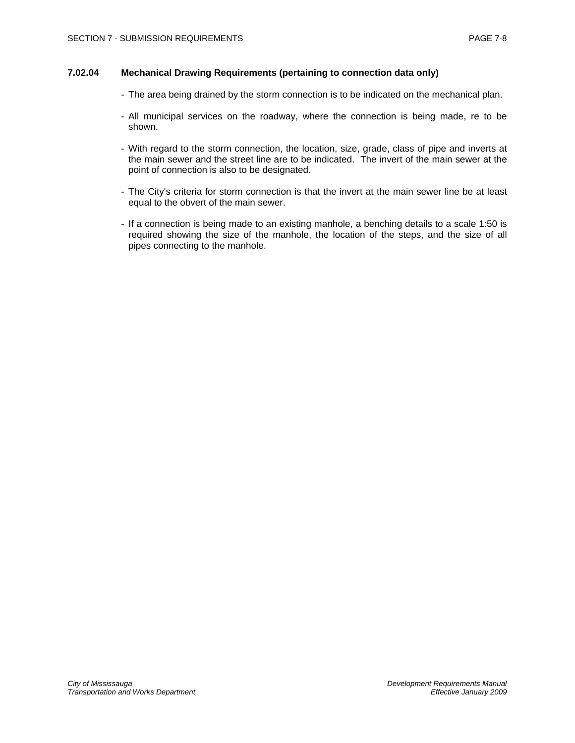### 7.02.04 Mechanical Drawing Requirements (pertaining to connection data only)

- The area being drained by the storm connection is to be indicated on the mechanical plan.

- All municipal services on the roadway, where the connection is being made, re to be shown.

- With regard to the storm connection, the location, size, grade, class of pipe and inverts at the main sewer and the street line are to be indicated. The invert of the main sewer at the point of connection is also to be designated.

- The City's criteria for storm connection is that the invert at the main sewer line be at least equal to the obvert of the main sewer.

- If a connection is being made to an existing manhole, a benching details to a scale 1:50 is required showing the size of the manhole, the location of the steps, and the size of all pipes connecting to the manhole.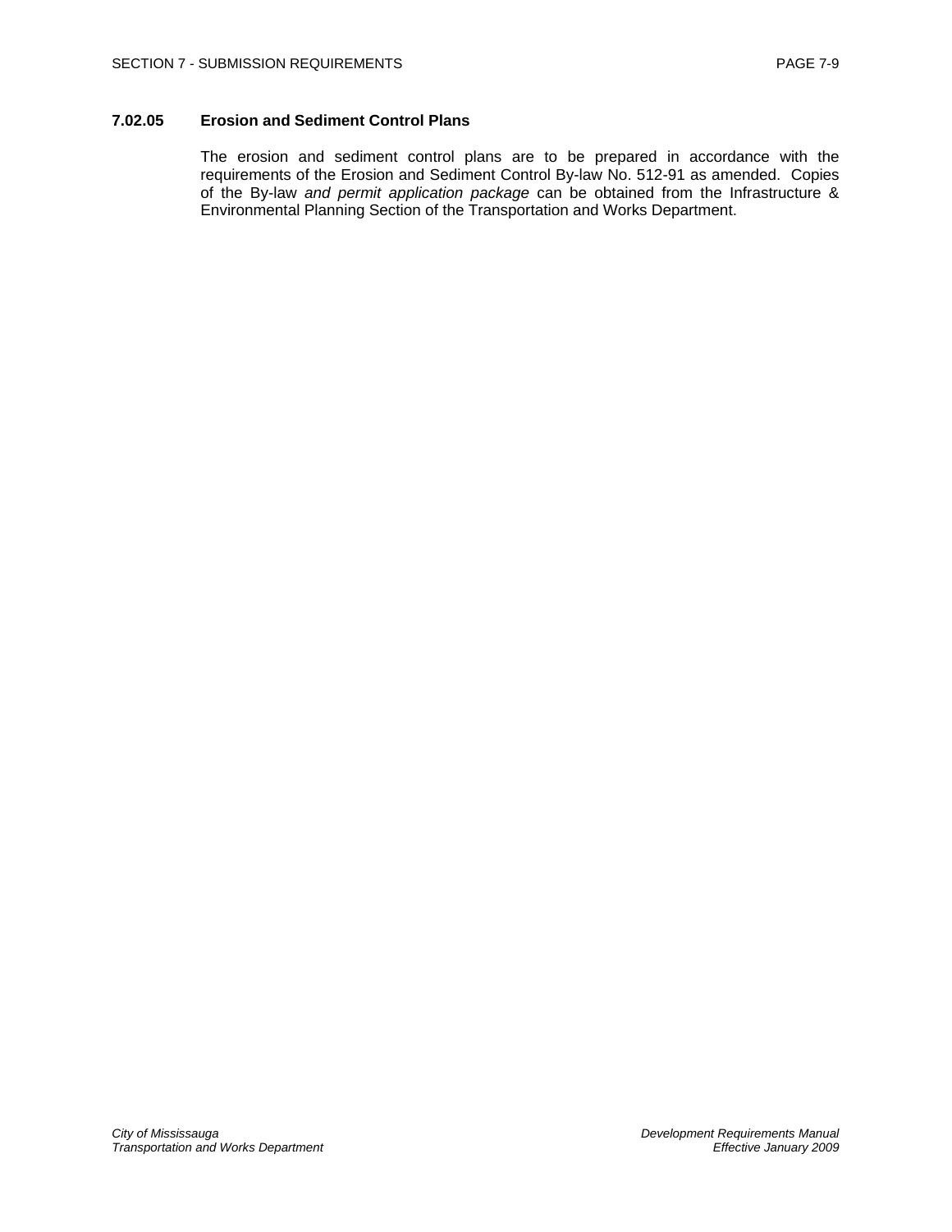### 7.02.05 Erosion and Sediment Control Plans

The erosion and sediment control plans are to be prepared in accordance with the requirements of the Erosion and Sediment Control By-law No. 512-91 as amended. Copies of the By-law *and permit application package* can be obtained from the Infrastructure & Environmental Planning Section of the Transportation and Works Department.